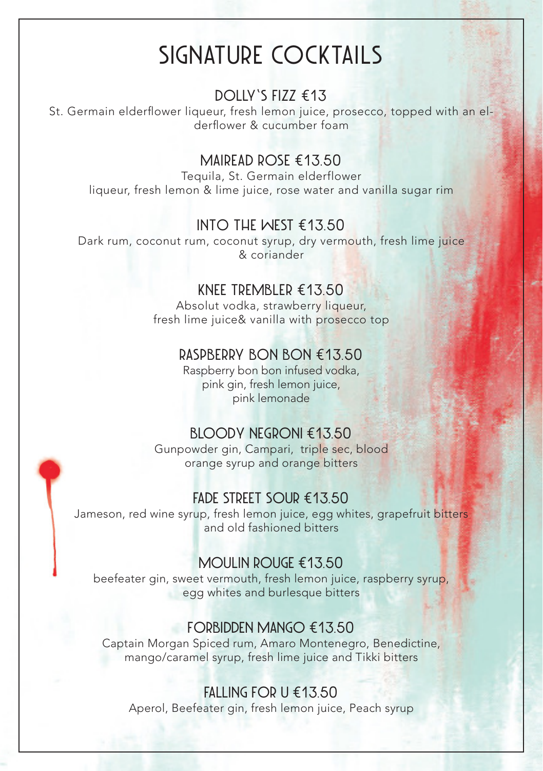# SIGNATURE COCKTAILS

## DOLLY'S FIZZ €13

St. Germain elderflower liqueur, fresh lemon juice, prosecco, topped with an elderflower & cucumber foam

## MAIREAD ROSE €13.50

Tequila, St. Germain elderflower liqueur, fresh lemon & lime juice, rose water and vanilla sugar rim

## INTO THE WEST €13.50

Dark rum, coconut rum, coconut syrup, dry vermouth, fresh lime juice & coriander

## KNEE TREMBLER €13.50

Absolut vodka, strawberry liqueur, fresh lime juice& vanilla with prosecco top

## RASPBERRY BON BON €13.50

Raspberry bon bon infused vodka, pink gin, fresh lemon juice, pink lemonade

## BLOODY NEGRONI €13.50

Gunpowder gin, Campari, triple sec, blood orange syrup and orange bitters

## FADE STREET SOUR €13.50

Jameson, red wine syrup, fresh lemon juice, egg whites, grapefruit bitters and old fashioned bitters

## MOULIN ROUGE €13.50

beefeater gin, sweet vermouth, fresh lemon juice, raspberry syrup, egg whites and burlesque bitters

## FORBIDDEN MANGO €13.50

Captain Morgan Spiced rum, Amaro Montenegro, Benedictine, mango/caramel syrup, fresh lime juice and Tikki bitters

## FALLING FOR U €13.50

Aperol, Beefeater gin, fresh lemon juice, Peach syrup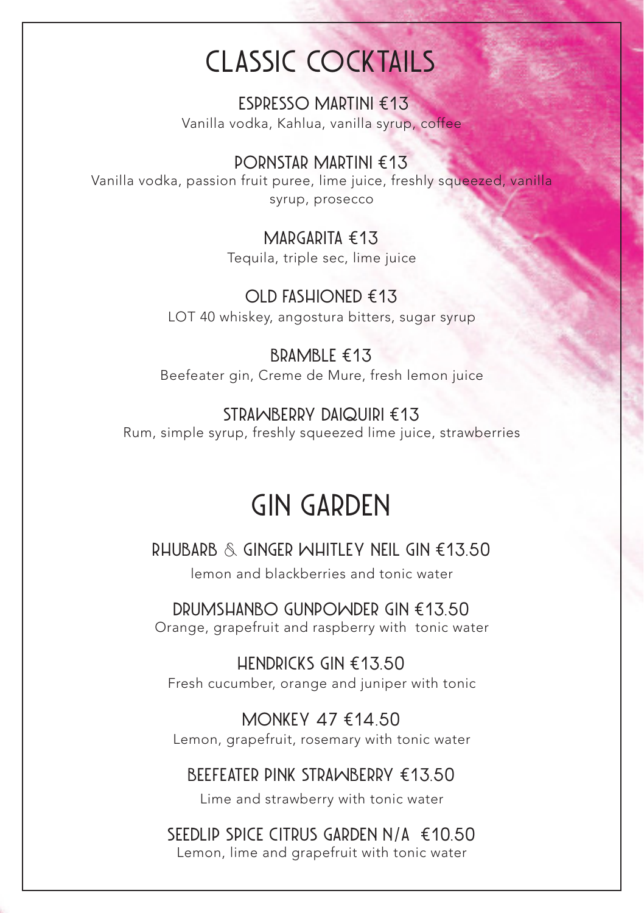# CLASSIC COCKTAILS

### ESPRESSO MARTINI €13
Vanilla vodka, Kahlua, vanilla syrup, coffee

### PORNSTAR MARTINI €13
Vanilla vodka, passion fruit puree, lime juice, freshly squeezed, vanilla syrup, prosecco

### MARGARITA €13
Tequila, triple sec, lime juice

### OLD FASHIONED €13
LOT 40 whiskey, angostura bitters, sugar syrup

### BRAMBLE €13
Beefeater gin, Creme de Mure, fresh lemon juice

### STRAWBERRY DAIQUIRI €13
Rum, simple syrup, freshly squeezed lime juice, strawberries

# GIN GARDEN

### RHUBARB & GINGER WHITLEY NEIL GIN €13.50
lemon and blackberries and tonic water

### DRUMSHANBO GUNPOWDER GIN €13.50
Orange, grapefruit and raspberry with tonic water

### HENDRICKS GIN €13.50
Fresh cucumber, orange and juniper with tonic

### MONKEY 47 €14.50
Lemon, grapefruit, rosemary with tonic water

### BEEFEATER PINK STRAWBERRY €13.50
Lime and strawberry with tonic water

### SEEDLIP SPICE CITRUS GARDEN N/A €10.50
Lemon, lime and grapefruit with tonic water